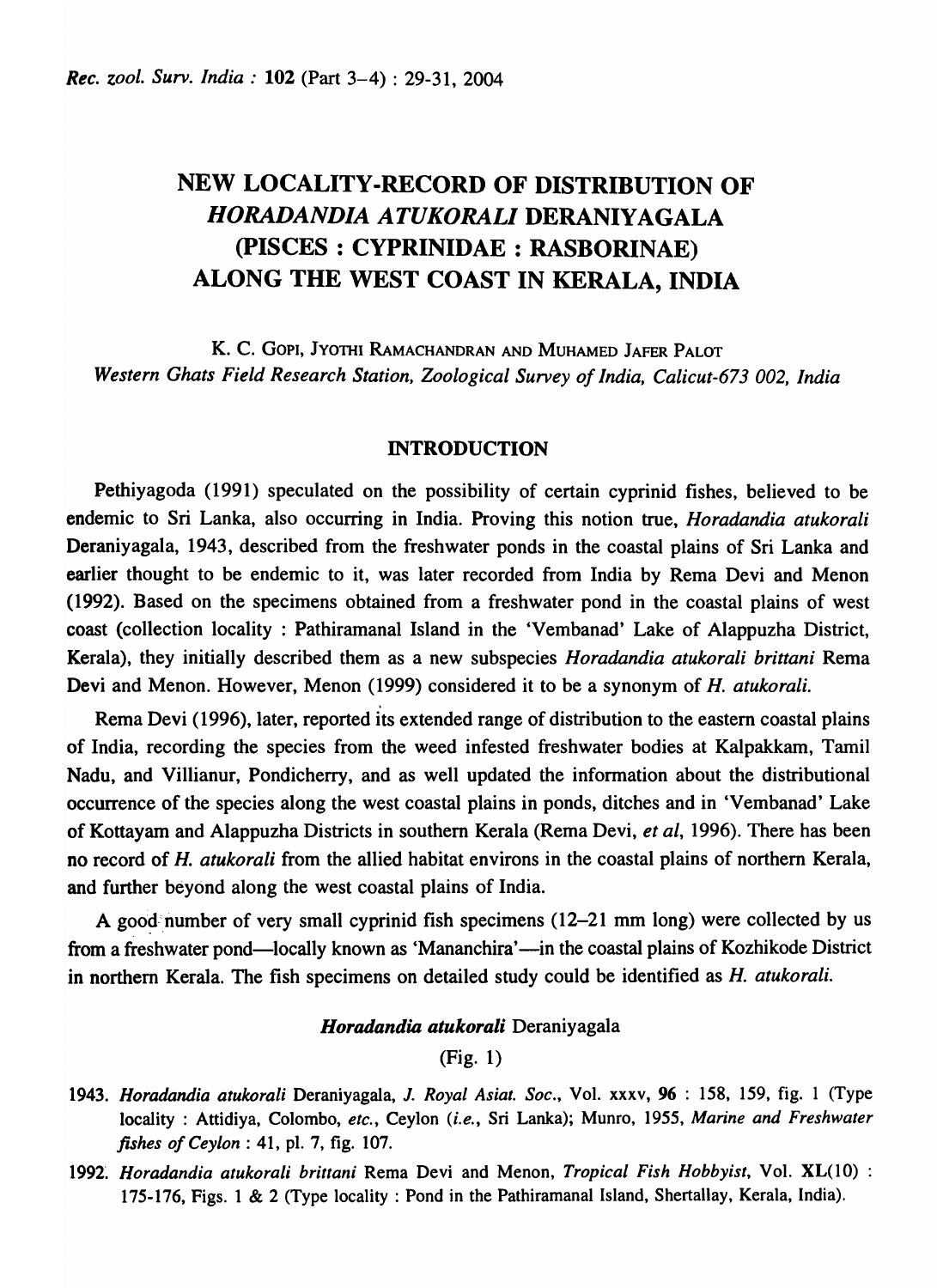# NEW LOCALITY-RECORD OF DISTRIBUTION OF *HORADANDIA ATUKORALI* DERANIYAGALA (PISCES : CYPRINIDAE : RASBORINAE) ALONG THE WEST COAST IN KERALA, INDIA

K. C. GOPI, JYOTHI RAMACHANDRAN AND MUHAMED JAFER PALOT

*Western Ghats Field Research Station, Zoological Survey of India, Calicut-673 002, India*

## INTRODUCTION

Pethiyagoda (1991) speculated on the possibility of certain cyprinid fishes, believed to be endemic to Sri Lanka, also occurring in India. Proving this notion true, *Horadandia atukorali* Deraniyagala, 1943, described from the freshwater ponds in the coastal plains of Sri Lanka and earlier thought to be endemic to it, was later recorded from India by Rema Devi and Menon (1992). Based on the specimens obtained from a freshwater pond in the coastal plains of west coast (collection locality : Pathiramanal Island in the 'Vembanad' Lake of Alappuzha District, Kerala), they initially described them as a new subspecies *Horadandia atukorali brittani* Rema Devi and Menon. However, Menon (1999) considered it to be a synonym of *H. atukorali*.

Rema Devi (1996), later, reported its extended range of distribution to the eastern coastal plains of India, recording the species from the weed infested freshwater bodies at Kalpakkam, Tamil Nadu, and Villianur, Pondicherry, and as well updated the information about the distributional occurrence of the species along the west coastal plains in ponds, ditches and in 'Vembanad' Lake of Kottayam and Alappuzha Districts in southern Kerala (Rema Devi, *et al*, 1996). There has been no record of *H. atukorali* from the allied habitat environs in the coastal plains of northern Kerala, and further beyond along the west coastal plains of India.

A good number of very small cyprinid fish specimens (12–21 mm long) were collected by us from a freshwater pond—locally known as 'Mananchira'—in the coastal plains of Kozhikode District in northern Kerala. The fish specimens on detailed study could be identified as *H. atukorali*.

### *Horadandia atukorali* Deraniyagala

(Fig. 1)

1943. *Horadandia atukorali* Deraniyagala, *J. Royal Asiat. Soc.*, Vol. xxxv, **96** : 158, 159, fig. 1 (Type locality : Attidiya, Colombo, *etc.*, Ceylon (*i.e.*, Sri Lanka); Munro, 1955, *Marine and Freshwater fishes of Ceylon* : 41, pl. 7, fig. 107.

1992. *Horadandia atukorali brittani* Rema Devi and Menon, *Tropical Fish Hobbyist*, Vol. **XL**(10) : 175-176, Figs. 1 & 2 (Type locality : Pond in the Pathiramanal Island, Shertallay, Kerala, India).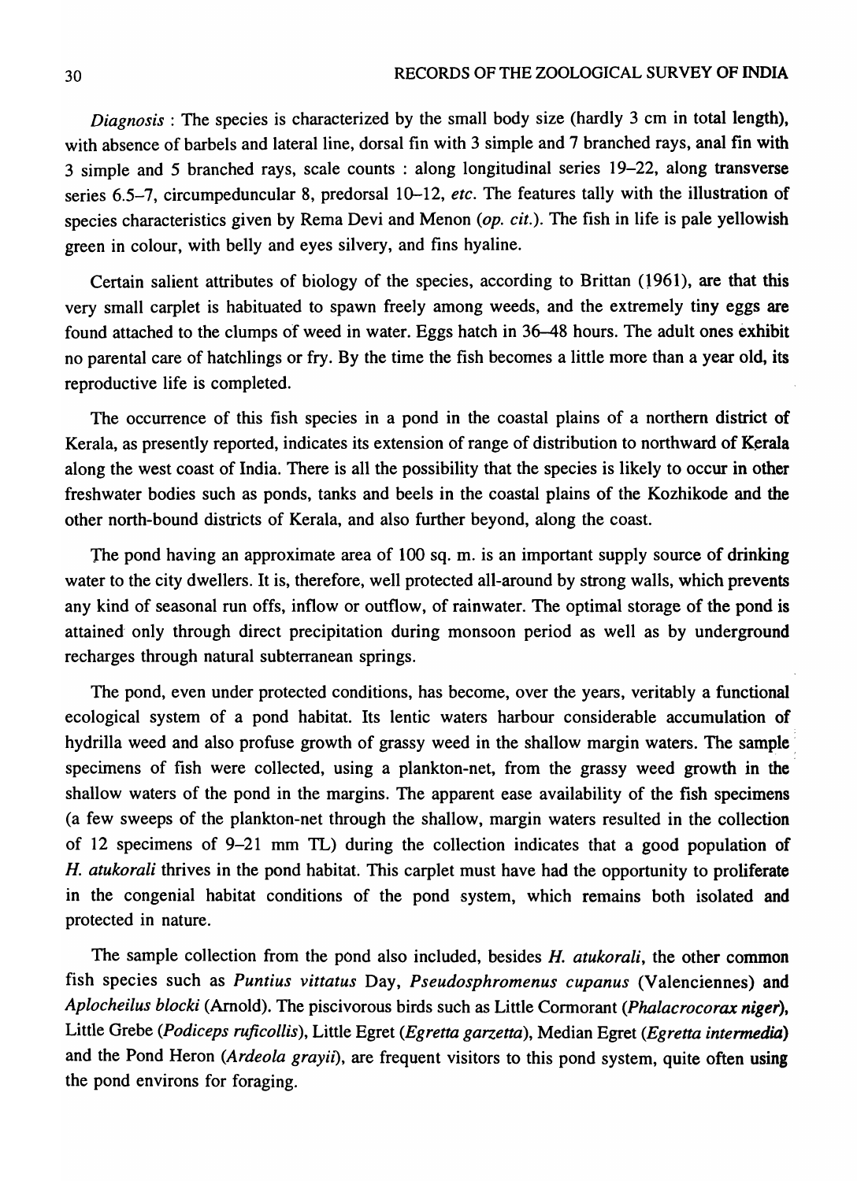*Diagnosis* : The species is characterized by the small body size (hardly 3 cm in total length), with absence of barbels and lateral line, dorsal fin with 3 simple and 7 branched rays, anal fin with 3 simple and 5 branched rays, scale counts : along longitudinal series 19–22, along transverse series 6.5–7, circumpeduncular 8, predorsal 10–12, *etc*. The features tally with the illustration of species characteristics given by Rema Devi and Menon (*op. cit.*). The fish in life is pale yellowish green in colour, with belly and eyes silvery, and fins hyaline.

Certain salient attributes of biology of the species, according to Brittan (1961), are that this very small carplet is habituated to spawn freely among weeds, and the extremely tiny eggs are found attached to the clumps of weed in water. Eggs hatch in 36–48 hours. The adult ones exhibit no parental care of hatchlings or fry. By the time the fish becomes a little more than a year old, its reproductive life is completed.

The occurrence of this fish species in a pond in the coastal plains of a northern district of Kerala, as presently reported, indicates its extension of range of distribution to northward of Kerala along the west coast of India. There is all the possibility that the species is likely to occur in other freshwater bodies such as ponds, tanks and beels in the coastal plains of the Kozhikode and the other north-bound districts of Kerala, and also further beyond, along the coast.

The pond having an approximate area of 100 sq. m. is an important supply source of drinking water to the city dwellers. It is, therefore, well protected all-around by strong walls, which prevents any kind of seasonal run offs, inflow or outflow, of rainwater. The optimal storage of the pond is attained only through direct precipitation during monsoon period as well as by underground recharges through natural subterranean springs.

The pond, even under protected conditions, has become, over the years, veritably a functional ecological system of a pond habitat. Its lentic waters harbour considerable accumulation of hydrilla weed and also profuse growth of grassy weed in the shallow margin waters. The sample specimens of fish were collected, using a plankton-net, from the grassy weed growth in the shallow waters of the pond in the margins. The apparent ease availability of the fish specimens (a few sweeps of the plankton-net through the shallow, margin waters resulted in the collection of 12 specimens of 9–21 mm TL) during the collection indicates that a good population of *H. atukorali* thrives in the pond habitat. This carplet must have had the opportunity to proliferate in the congenial habitat conditions of the pond system, which remains both isolated and protected in nature.

The sample collection from the pond also included, besides *H. atukorali*, the other common fish species such as *Puntius vittatus* Day, *Pseudosphromenus cupanus* (Valenciennes) and *Aplocheilus blocki* (Arnold). The piscivorous birds such as Little Cormorant (*Phalacrocorax niger*), Little Grebe (*Podiceps ruficollis*), Little Egret (*Egretta garzetta*), Median Egret (*Egretta intermedia*) and the Pond Heron (*Ardeola grayii*), are frequent visitors to this pond system, quite often using the pond environs for foraging.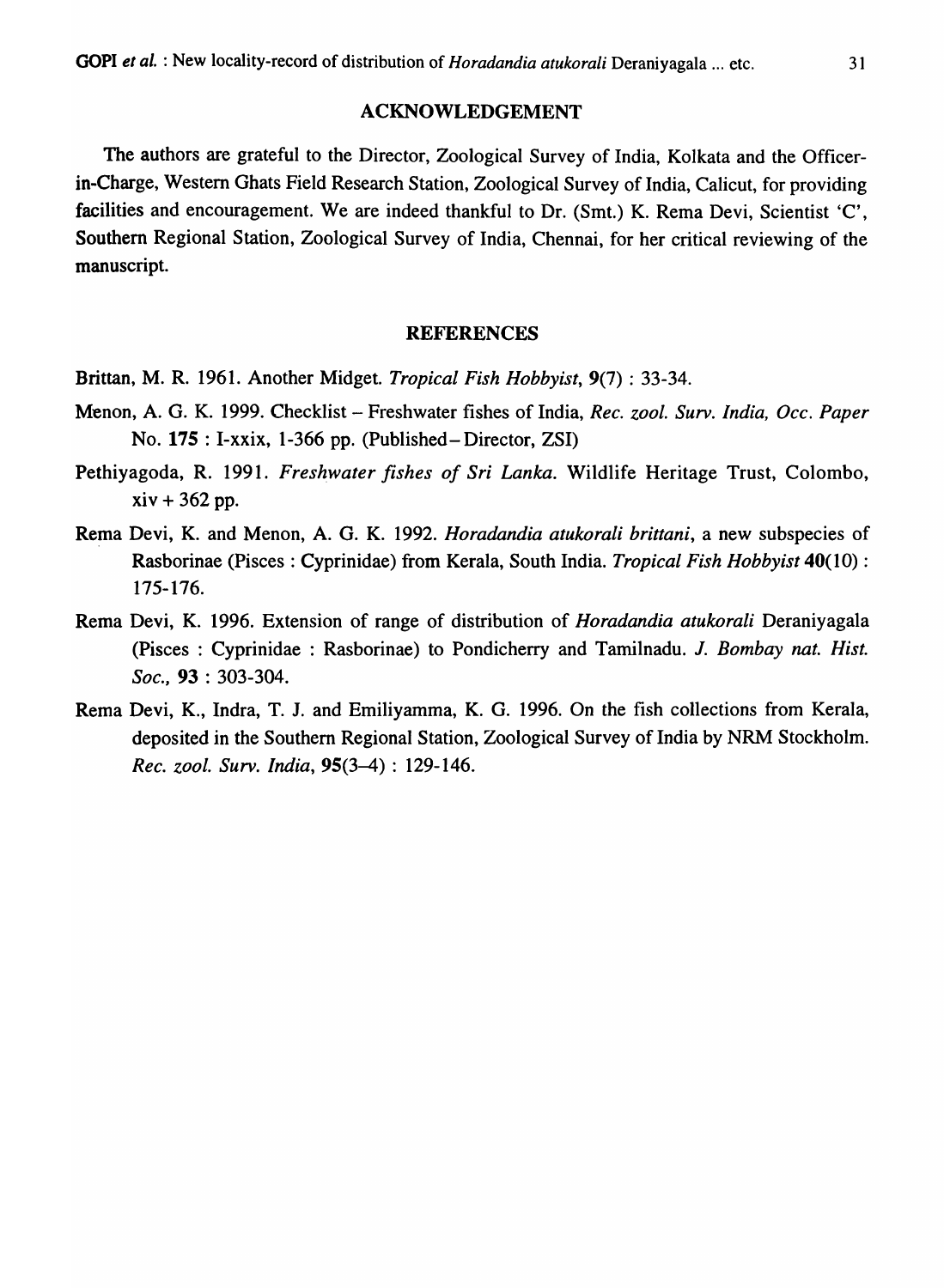## ACKNOWLEDGEMENT

The authors are grateful to the Director, Zoological Survey of India, Kolkata and the Officer-in-Charge, Western Ghats Field Research Station, Zoological Survey of India, Calicut, for providing facilities and encouragement. We are indeed thankful to Dr. (Smt.) K. Rema Devi, Scientist 'C', Southern Regional Station, Zoological Survey of India, Chennai, for her critical reviewing of the manuscript.

## REFERENCES

Brittan, M. R. 1961. Another Midget. *Tropical Fish Hobbyist*, **9**(7) : 33-34.

Menon, A. G. K. 1999. Checklist – Freshwater fishes of India, *Rec. zool. Surv. India, Occ. Paper* No. **175** : I-xxix, 1-366 pp. (Published – Director, ZSI)

Pethiyagoda, R. 1991. *Freshwater fishes of Sri Lanka*. Wildlife Heritage Trust, Colombo, xiv + 362 pp.

Rema Devi, K. and Menon, A. G. K. 1992. *Horadandia atukorali brittani*, a new subspecies of Rasborinae (Pisces : Cyprinidae) from Kerala, South India. *Tropical Fish Hobbyist* **40**(10) : 175-176.

Rema Devi, K. 1996. Extension of range of distribution of *Horadandia atukorali* Deraniyagala (Pisces : Cyprinidae : Rasborinae) to Pondicherry and Tamilnadu. *J. Bombay nat. Hist. Soc.*, **93** : 303-304.

Rema Devi, K., Indra, T. J. and Emiliyamma, K. G. 1996. On the fish collections from Kerala, deposited in the Southern Regional Station, Zoological Survey of India by NRM Stockholm. *Rec. zool. Surv. India*, **95**(3–4) : 129-146.